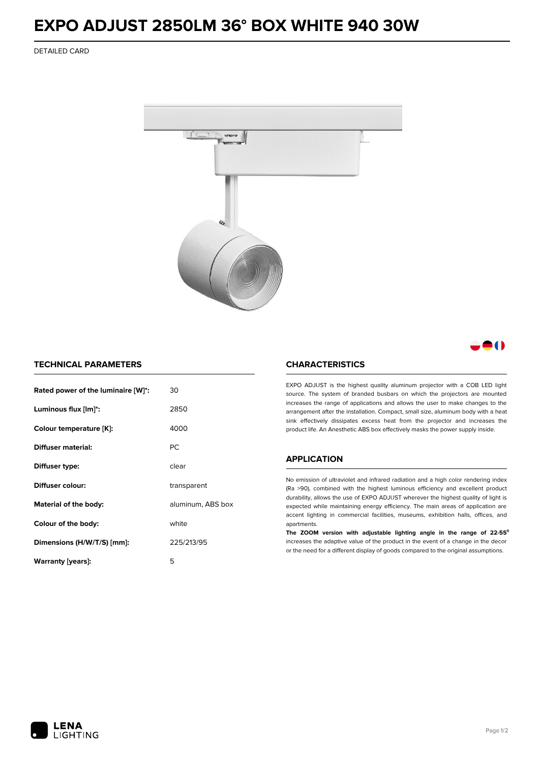# EXPO ADJUST 2850LM 36° BOX WHITE 940 30W

DETAILED CARD

## TECHNICAL PARAMETERS

| | |
|---|---|
| **Rated power of the luminaire [W]*:** | 30 |
| **Luminous flux [lm]*:** | 2850 |
| **Colour temperature [K]:** | 4000 |
| **Diffuser material:** | PC |
| **Diffuser type:** | clear |
| **Diffuser colour:** | transparent |
| **Material of the body:** | aluminum, ABS box |
| **Colour of the body:** | white |
| **Dimensions (H/W/T/S) [mm]:** | 225/213/95 |
| **Warranty [years]:** | 5 |

## CHARACTERISTICS

EXPO ADJUST is the highest quality aluminum projector with a COB LED light source. The system of branded busbars on which the projectors are mounted increases the range of applications and allows the user to make changes to the arrangement after the installation. Compact, small size, aluminum body with a heat sink effectively dissipates excess heat from the projector and increases the product life. An Anesthetic ABS box effectively masks the power supply inside.

## APPLICATION

No emission of ultraviolet and infrared radiation and a high color rendering index (Ra >90), combined with the highest luminous efficiency and excellent product durability, allows the use of EXPO ADJUST wherever the highest quality of light is expected while maintaining energy efficiency. The main areas of application are accent lighting in commercial facilities, museums, exhibition halls, offices, and apartments.

**The ZOOM version with adjustable lighting angle in the range of 22-55°** increases the adaptive value of the product in the event of a change in the decor or the need for a different display of goods compared to the original assumptions.

LENA LIGHTING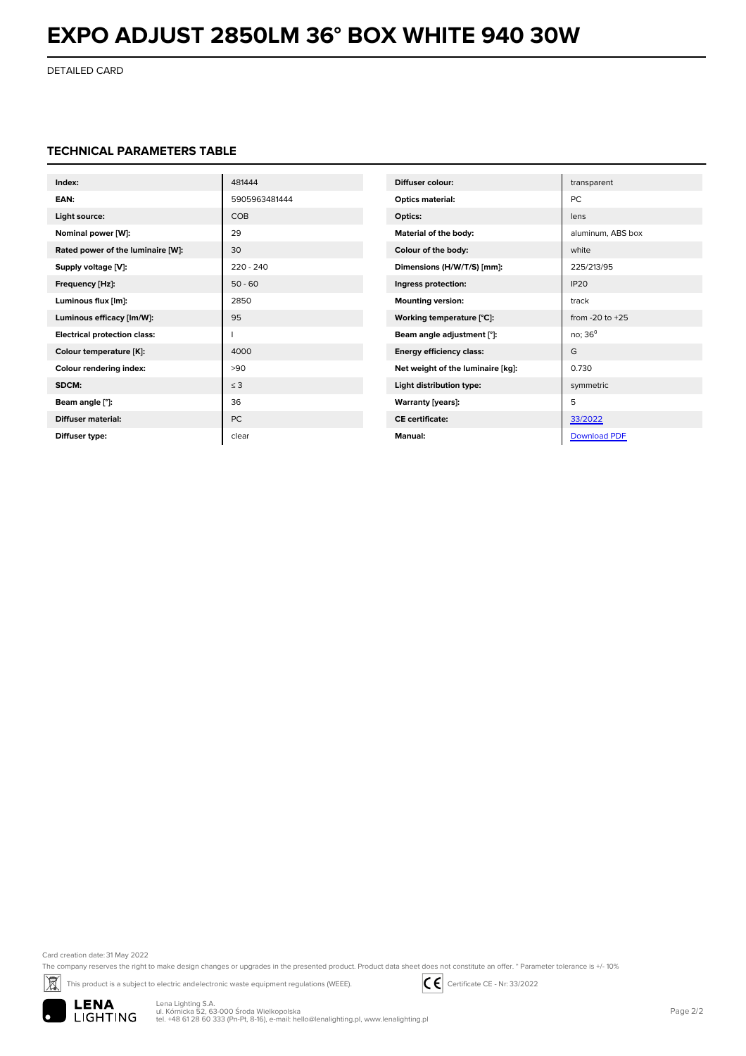# EXPO ADJUST 2850LM 36° BOX WHITE 940 30W

DETAILED CARD

## TECHNICAL PARAMETERS TABLE

| | |
|---|---|
| **Index:** | 481444 |
| **EAN:** | 5905963481444 |
| **Light source:** | COB |
| **Nominal power [W]:** | 29 |
| **Rated power of the luminaire [W]:** | 30 |
| **Supply voltage [V]:** | 220 - 240 |
| **Frequency [Hz]:** | 50 - 60 |
| **Luminous flux [lm]:** | 2850 |
| **Luminous efficacy [lm/W]:** | 95 |
| **Electrical protection class:** | I |
| **Colour temperature [K]:** | 4000 |
| **Colour rendering index:** | >90 |
| **SDCM:** | ≤ 3 |
| **Beam angle [°]:** | 36 |
| **Diffuser material:** | PC |
| **Diffuser type:** | clear |

| | |
|---|---|
| **Diffuser colour:** | transparent |
| **Optics material:** | PC |
| **Optics:** | lens |
| **Material of the body:** | aluminum, ABS box |
| **Colour of the body:** | white |
| **Dimensions (H/W/T/S) [mm]:** | 225/213/95 |
| **Ingress protection:** | IP20 |
| **Mounting version:** | track |
| **Working temperature [°C]:** | from -20 to +25 |
| **Beam angle adjustment [°]:** | no; 36° |
| **Energy efficiency class:** | G |
| **Net weight of the luminaire [kg]:** | 0.730 |
| **Light distribution type:** | symmetric |
| **Warranty [years]:** | 5 |
| **CE certificate:** | 33/2022 |
| **Manual:** | Download PDF |

Card creation date: 31 May 2022

The company reserves the right to make design changes or upgrades in the presented product. Product data sheet does not constitute an offer. * Parameter tolerance is +/- 10%

This product is a subject to electric andelectronic waste equipment regulations (WEEE).

Certificate CE - Nr: 33/2022

Lena Lighting S.A.
ul. Kórnicka 52, 63-000 Środa Wielkopolska
tel. +48 61 28 60 333 (Pn-Pt, 8-16), e-mail: hello@lenalighting.pl, www.lenalighting.pl